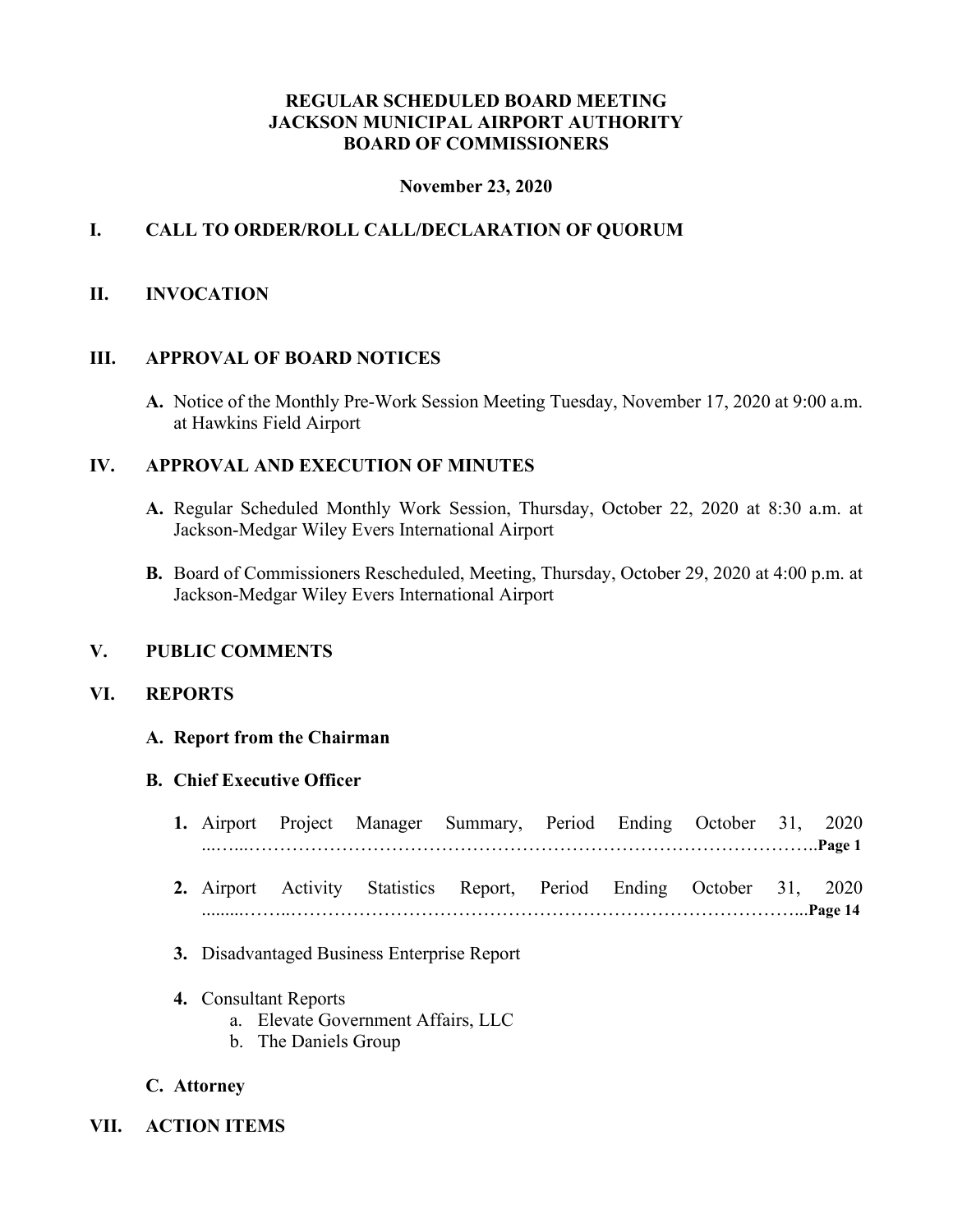# REGULAR SCHEDULED BOARD MEETING
# JACKSON MUNICIPAL AIRPORT AUTHORITY
# BOARD OF COMMISSIONERS

**November 23, 2020**

## I. CALL TO ORDER/ROLL CALL/DECLARATION OF QUORUM

## II. INVOCATION

## III. APPROVAL OF BOARD NOTICES

**A.** Notice of the Monthly Pre-Work Session Meeting Tuesday, November 17, 2020 at 9:00 a.m. at Hawkins Field Airport

## IV. APPROVAL AND EXECUTION OF MINUTES

**A.** Regular Scheduled Monthly Work Session, Thursday, October 22, 2020 at 8:30 a.m. at Jackson-Medgar Wiley Evers International Airport

**B.** Board of Commissioners Rescheduled, Meeting, Thursday, October 29, 2020 at 4:00 p.m. at Jackson-Medgar Wiley Evers International Airport

## V. PUBLIC COMMENTS

## VI. REPORTS

### A. Report from the Chairman

### B. Chief Executive Officer

1. Airport Project Manager Summary, Period Ending October 31, 2020 ……………………………………………………………………………………**Page 1**

2. Airport Activity Statistics Report, Period Ending October 31, 2020 ……………………………………………………………………………………**Page 14**

3. Disadvantaged Business Enterprise Report

4. Consultant Reports
   a. Elevate Government Affairs, LLC
   b. The Daniels Group

### C. Attorney

## VII. ACTION ITEMS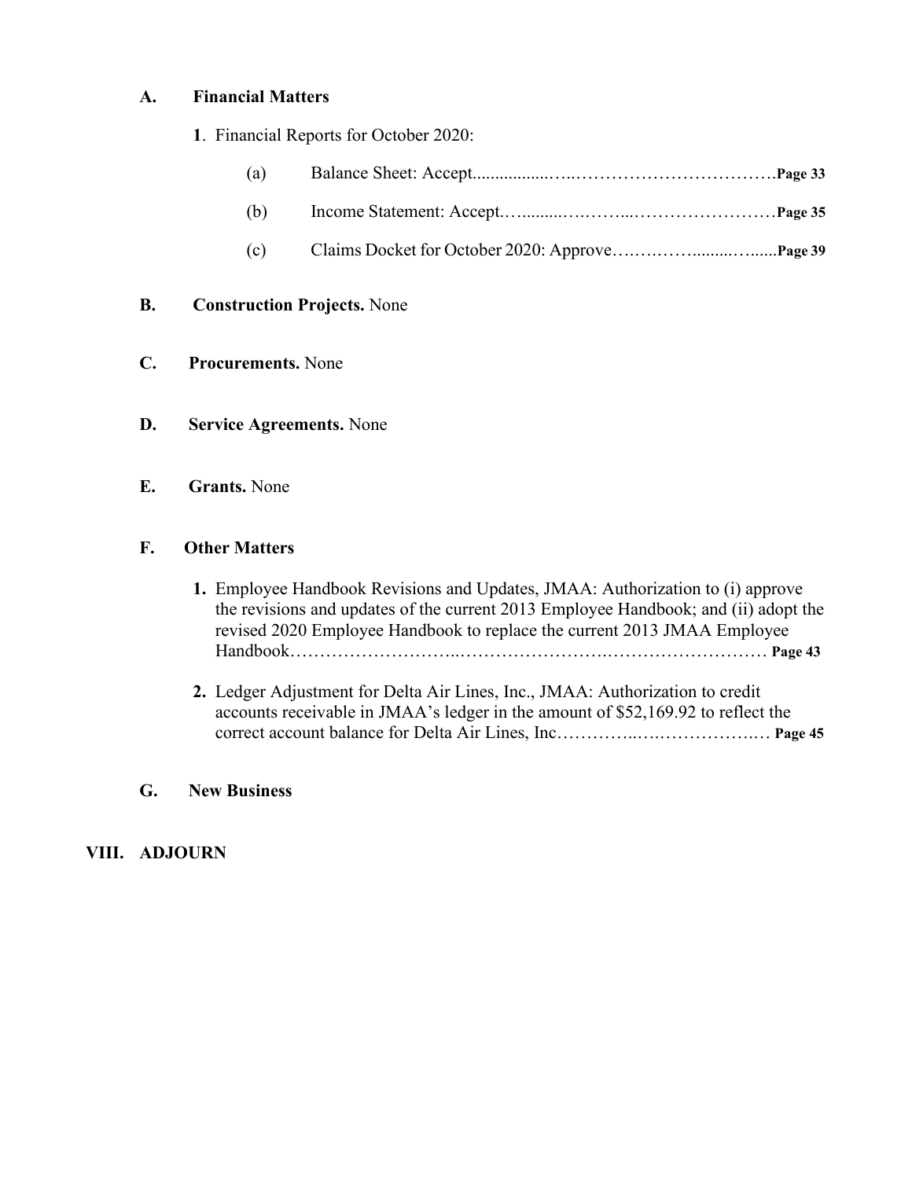**A. Financial Matters**

**1**. Financial Reports for October 2020:

(a) Balance Sheet: Accept.................….……………………………**Page 33**

(b) Income Statement: Accept.…..........….………...……………………**Page 35**

(c) Claims Docket for October 2020: Approve….….……........….......**Page 39**

**B. Construction Projects.** None

**C. Procurements.** None

**D. Service Agreements.** None

**E. Grants.** None

**F. Other Matters**

1. Employee Handbook Revisions and Updates, JMAA: Authorization to (i) approve the revisions and updates of the current 2013 Employee Handbook; and (ii) adopt the revised 2020 Employee Handbook to replace the current 2013 JMAA Employee Handbook………………………...…………………..……………………… **Page 43**

2. Ledger Adjustment for Delta Air Lines, Inc., JMAA: Authorization to credit accounts receivable in JMAA's ledger in the amount of $52,169.92 to reflect the correct account balance for Delta Air Lines, Inc…………..….……………..… **Page 45**

**G. New Business**

**VIII. ADJOURN**